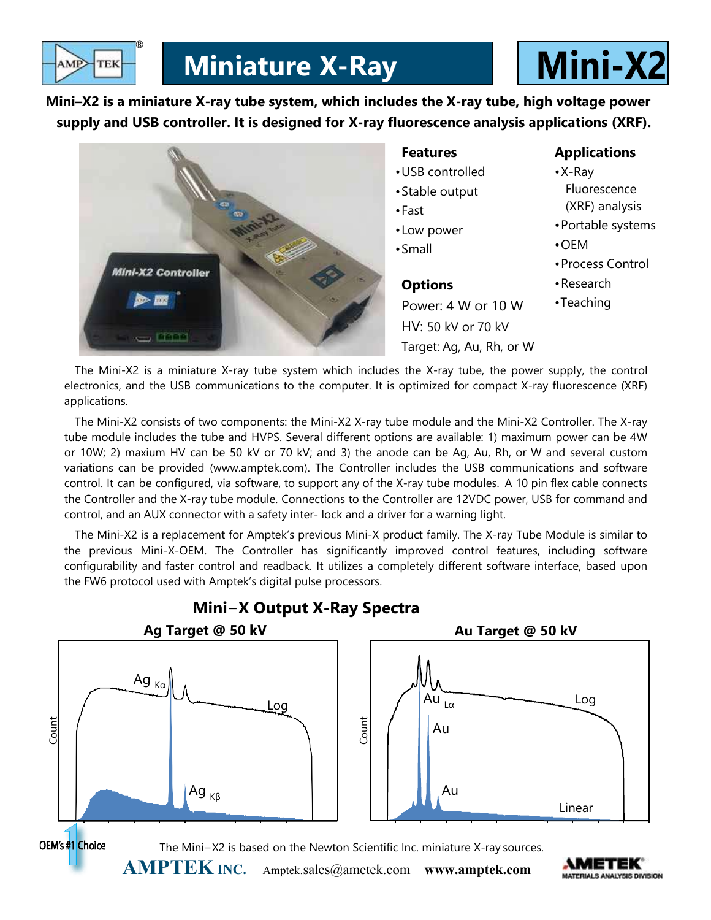# Miniature X-Ray

# Mini-X2

**Mini–X2 is a miniature X-ray tube system, which includes the X-ray tube, high voltage power supply and USB controller. It is designed for X-ray fluorescence analysis applications (XRF).**

### Features

- USB controlled
- Stable output
- Fast
- Low power
- Small

### Options

Power: 4 W or 10 W
HV: 50 kV or 70 kV
Target: Ag, Au, Rh, or W

### Applications

- X-Ray Fluorescence (XRF) analysis
- Portable systems
- OEM
- Process Control
- Research
- Teaching

The Mini-X2 is a miniature X-ray tube system which includes the X-ray tube, the power supply, the control electronics, and the USB communications to the computer. It is optimized for compact X-ray fluorescence (XRF) applications.

The Mini-X2 consists of two components: the Mini-X2 X-ray tube module and the Mini-X2 Controller. The X-ray tube module includes the tube and HVPS. Several different options are available: 1) maximum power can be 4W or 10W; 2) maxium HV can be 50 kV or 70 kV; and 3) the anode can be Ag, Au, Rh, or W and several custom variations can be provided (www.amptek.com). The Controller includes the USB communications and software control. It can be configured, via software, to support any of the X-ray tube modules. A 10 pin flex cable connects the Controller and the X-ray tube module. Connections to the Controller are 12VDC power, USB for command and control, and an AUX connector with a safety inter- lock and a driver for a warning light.

The Mini-X2 is a replacement for Amptek's previous Mini-X product family. The X-ray Tube Module is similar to the previous Mini-X-OEM. The Controller has significantly improved control features, including software configurability and faster control and readback. It utilizes a completely different software interface, based upon the FW6 protocol used with Amptek's digital pulse processors.

## Mini–X Output X-Ray Spectra

**Ag Target @ 50 kV** — Count; Ag Kα, Ag Kβ; Log

**Au Target @ 50 kV** — Count; Au Lα, Au, Au; Log; Linear

OEM's #1 Choice

The Mini–X2 is based on the Newton Scientific Inc. miniature X-ray sources.

**AMPTEK INC.** Amptek.sales@ametek.com **www.amptek.com**

AMETEK MATERIALS ANALYSIS DIVISION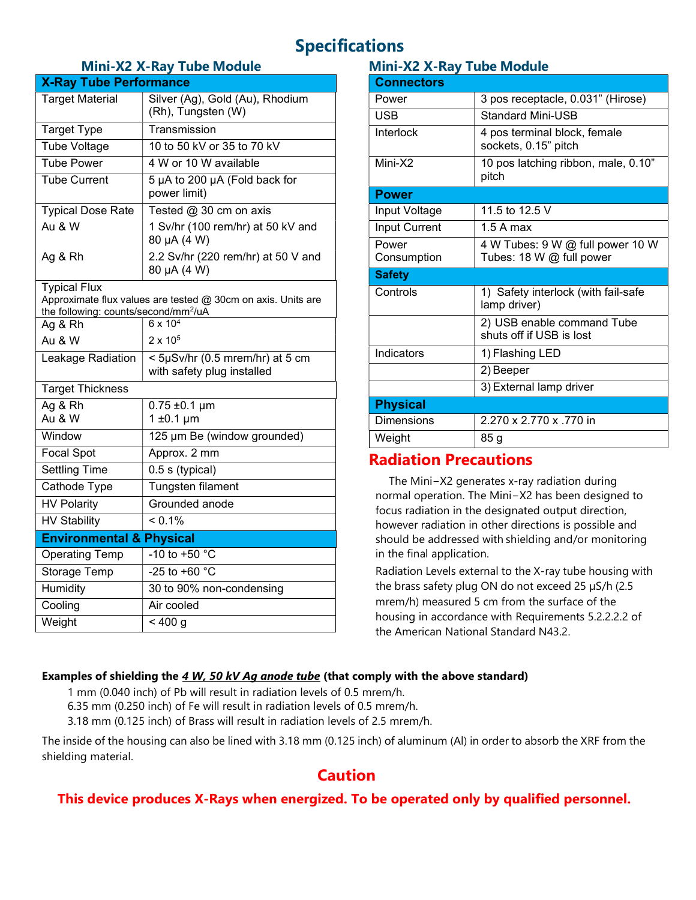# Specifications

## Mini-X2 X-Ray Tube Module

| X-Ray Tube Performance | |
|---|---|
| Target Material | Silver (Ag), Gold (Au), Rhodium (Rh), Tungsten (W) |
| Target Type | Transmission |
| Tube Voltage | 10 to 50 kV or 35 to 70 kV |
| Tube Power | 4 W or 10 W available |
| Tube Current | 5 µA to 200 µA (Fold back for power limit) |
| Typical Dose Rate | Tested @ 30 cm on axis |
| Au & W | 1 Sv/hr (100 rem/hr) at 50 kV and 80 µA (4 W) |
| Ag & Rh | 2.2 Sv/hr (220 rem/hr) at 50 V and 80 µA (4 W) |
| Typical Flux<br>Approximate flux values are tested @ 30cm on axis. Units are the following: counts/second/mm$^2$/uA | |
| Ag & Rh | $6 \times 10^4$ |
| Au & W | $2 \times 10^5$ |
| Leakage Radiation | < 5µSv/hr (0.5 mrem/hr) at 5 cm with safety plug installed |
| Target Thickness | |
| Ag & Rh<br>Au & W | 0.75 ±0.1 µm<br>1 ±0.1 µm |
| Window | 125 µm Be (window grounded) |
| Focal Spot | Approx. 2 mm |
| Settling Time | 0.5 s (typical) |
| Cathode Type | Tungsten filament |
| HV Polarity | Grounded anode |
| HV Stability | < 0.1% |
| **Environmental & Physical** | |
| Operating Temp | -10 to +50 °C |
| Storage Temp | -25 to +60 °C |
| Humidity | 30 to 90% non-condensing |
| Cooling | Air cooled |
| Weight | < 400 g |

## Mini-X2 X-Ray Tube Module

| Connectors | |
|---|---|
| Power | 3 pos receptacle, 0.031” (Hirose) |
| USB | Standard Mini-USB |
| Interlock | 4 pos terminal block, female sockets, 0.15” pitch |
| Mini-X2 | 10 pos latching ribbon, male, 0.10” pitch |
| **Power** | |
| Input Voltage | 11.5 to 12.5 V |
| Input Current | 1.5 A max |
| Power Consumption | 4 W Tubes: 9 W @ full power 10 W Tubes: 18 W @ full power |
| **Safety** | |
| Controls | 1) Safety interlock (with fail-safe lamp driver) |
| | 2) USB enable command Tube shuts off if USB is lost |
| Indicators | 1) Flashing LED |
| | 2) Beeper |
| | 3) External lamp driver |
| **Physical** | |
| Dimensions | 2.270 x 2.770 x .770 in |
| Weight | 85 g |

## Radiation Precautions

The Mini−X2 generates x-ray radiation during normal operation. The Mini−X2 has been designed to focus radiation in the designated output direction, however radiation in other directions is possible and should be addressed with shielding and/or monitoring in the final application.

Radiation Levels external to the X-ray tube housing with the brass safety plug ON do not exceed 25 µS/h (2.5 mrem/h) measured 5 cm from the surface of the housing in accordance with Requirements 5.2.2.2.2 of the American National Standard N43.2.

**Examples of shielding the *4 W, 50 kV Ag anode tube* (that comply with the above standard)**

1 mm (0.040 inch) of Pb will result in radiation levels of 0.5 mrem/h.
6.35 mm (0.250 inch) of Fe will result in radiation levels of 0.5 mrem/h.
3.18 mm (0.125 inch) of Brass will result in radiation levels of 2.5 mrem/h.

The inside of the housing can also be lined with 3.18 mm (0.125 inch) of aluminum (Al) in order to absorb the XRF from the shielding material.

## Caution

**This device produces X-Rays when energized. To be operated only by qualified personnel.**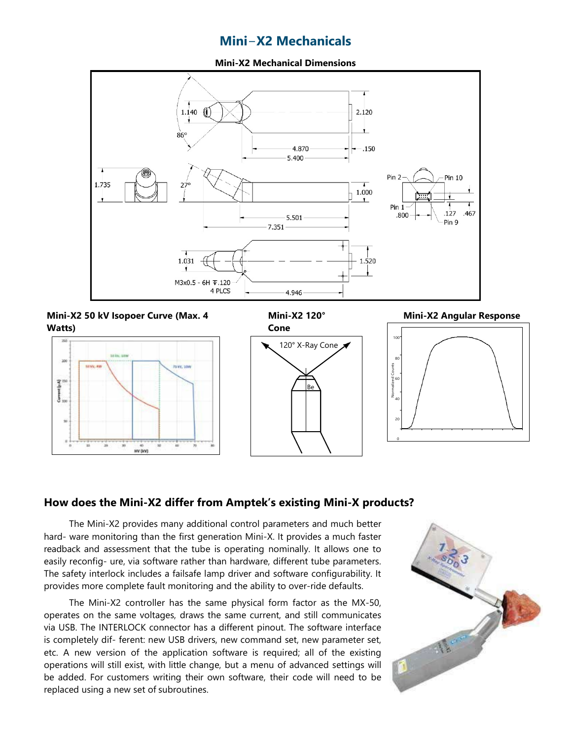# Mini−X2 Mechanicals

**Mini-X2 Mechanical Dimensions**

**Mini-X2 50 kV Isopoer Curve (Max. 4 Watts)**

**Mini-X2 120° Cone**

**Mini-X2 Angular Response**

## How does the Mini-X2 differ from Amptek's existing Mini-X products?

The Mini-X2 provides many additional control parameters and much better hard- ware monitoring than the first generation Mini-X. It provides a much faster readback and assessment that the tube is operating nominally. It allows one to easily reconfig- ure, via software rather than hardware, different tube parameters. The safety interlock includes a failsafe lamp driver and software configurability. It provides more complete fault monitoring and the ability to over-ride defaults.

The Mini-X2 controller has the same physical form factor as the MX-50, operates on the same voltages, draws the same current, and still communicates via USB. The INTERLOCK connector has a different pinout. The software interface is completely dif- ferent: new USB drivers, new command set, new parameter set, etc. A new version of the application software is required; all of the existing operations will still exist, with little change, but a menu of advanced settings will be added. For customers writing their own software, their code will need to be replaced using a new set of subroutines.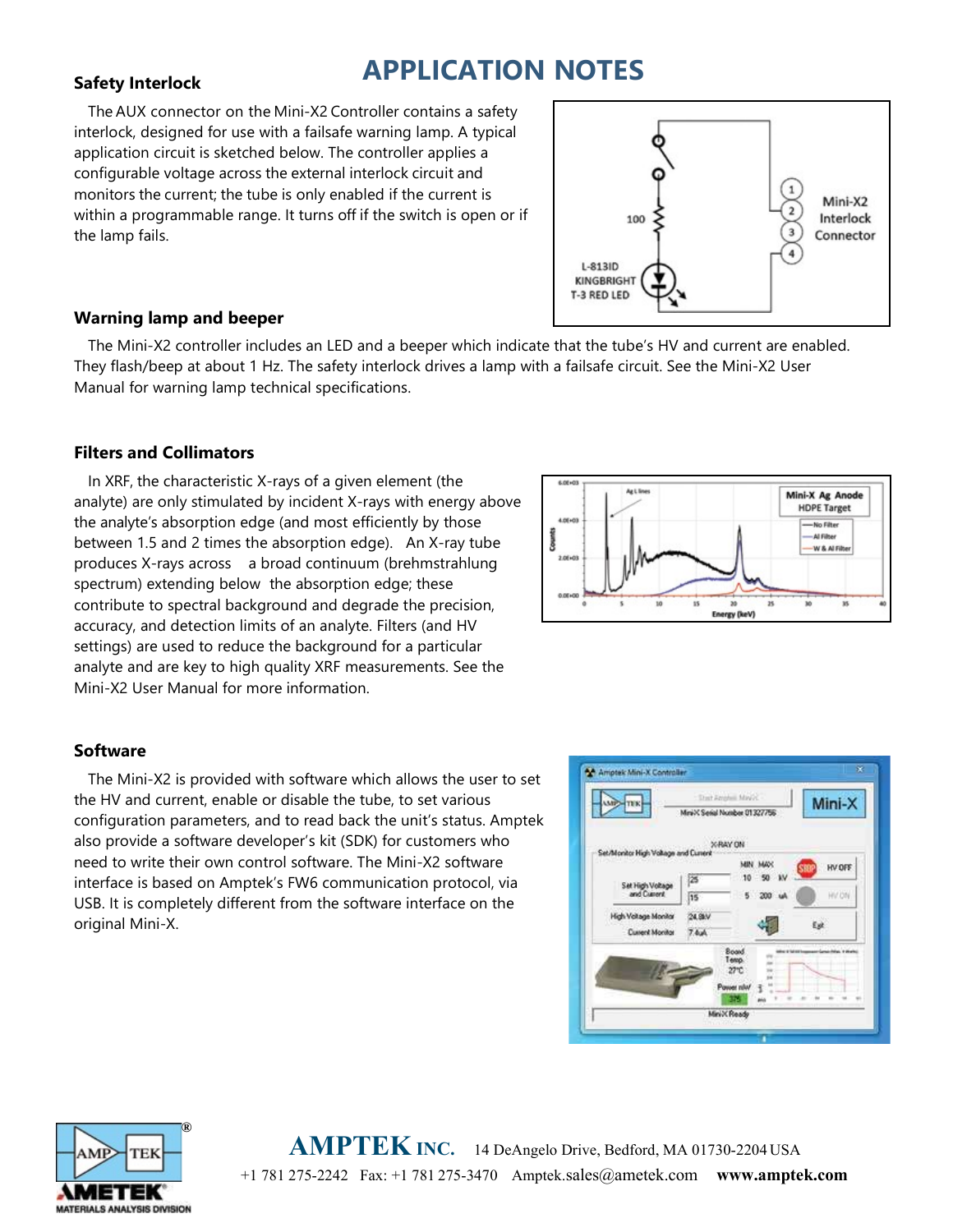# APPLICATION NOTES

## Safety Interlock

The AUX connector on the Mini-X2 Controller contains a safety interlock, designed for use with a failsafe warning lamp. A typical application circuit is sketched below. The controller applies a configurable voltage across the external interlock circuit and monitors the current; the tube is only enabled if the current is within a programmable range. It turns off if the switch is open or if the lamp fails.

100

L-813ID
KINGBRIGHT
T-3 RED LED

1
2
3
4

Mini-X2
Interlock
Connector

## Warning lamp and beeper

The Mini-X2 controller includes an LED and a beeper which indicate that the tube's HV and current are enabled. They flash/beep at about 1 Hz. The safety interlock drives a lamp with a failsafe circuit. See the Mini-X2 User Manual for warning lamp technical specifications.

## Filters and Collimators

In XRF, the characteristic X-rays of a given element (the analyte) are only stimulated by incident X-rays with energy above the analyte's absorption edge (and most efficiently by those between 1.5 and 2 times the absorption edge). An X-ray tube produces X-rays across a broad continuum (brehmstrahlung spectrum) extending below the absorption edge; these contribute to spectral background and degrade the precision, accuracy, and detection limits of an analyte. Filters (and HV settings) are used to reduce the background for a particular analyte and are key to high quality XRF measurements. See the Mini-X2 User Manual for more information.

Mini-X Ag Anode
HDPE Target
No Filter
Al Filter
W & Al Filter
Ag L lines
Counts
Energy (keV)

## Software

The Mini-X2 is provided with software which allows the user to set the HV and current, enable or disable the tube, to set various configuration parameters, and to read back the unit's status. Amptek also provide a software developer's kit (SDK) for customers who need to write their own control software. The Mini-X2 software interface is based on Amptek's FW6 communication protocol, via USB. It is completely different from the software interface on the original Mini-X.

**AMPTEK INC.** 14 DeAngelo Drive, Bedford, MA 01730-2204 USA
+1 781 275-2242 Fax: +1 781 275-3470 Amptek.sales@ametek.com **www.amptek.com**